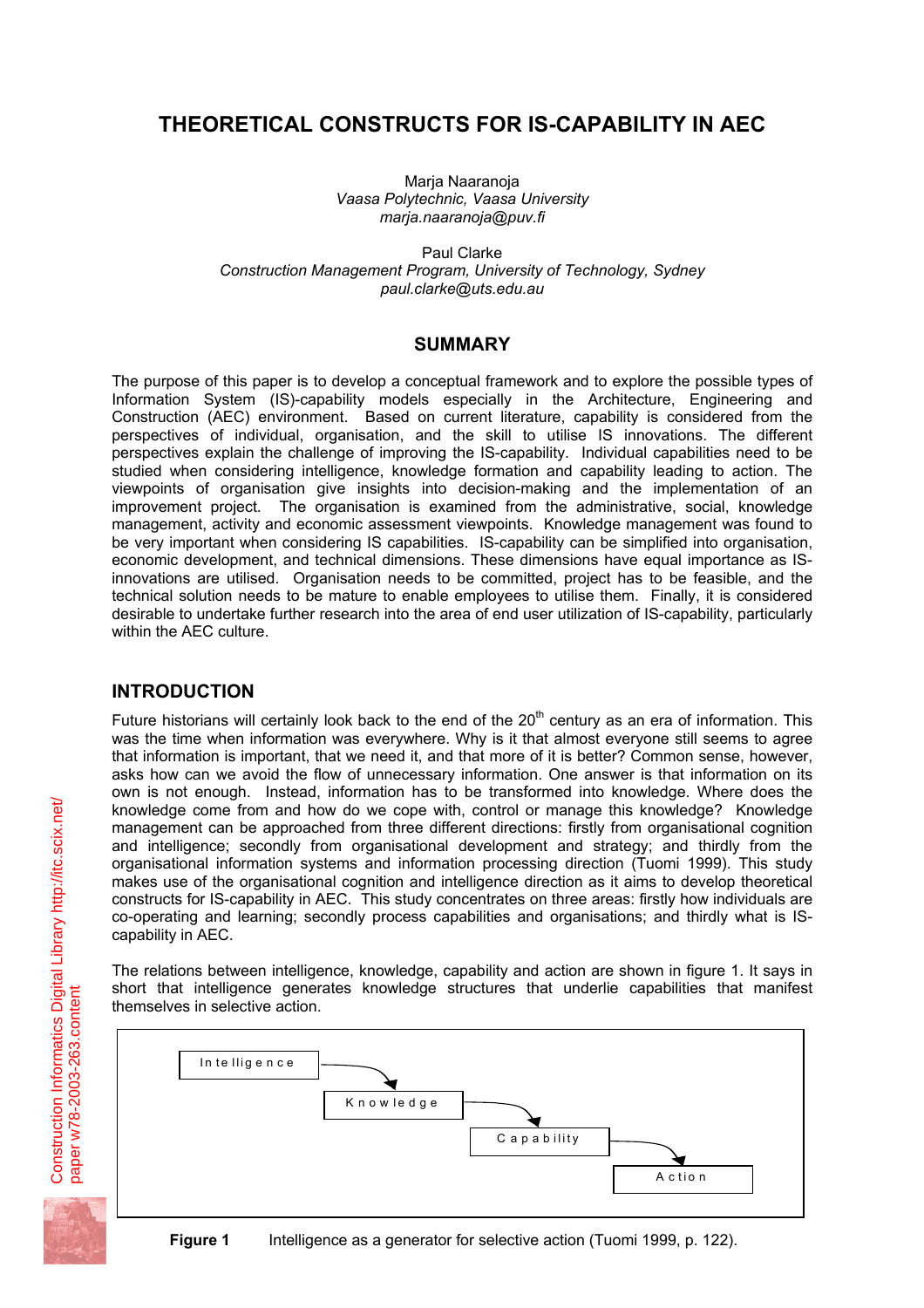# THEORETICAL CONSTRUCTS FOR IS-CAPABILITY IN AEC

Marja Naaranoja
*Vaasa Polytechnic, Vaasa University*
*marja.naaranoja@puv.fi*

Paul Clarke
*Construction Management Program, University of Technology, Sydney*
*paul.clarke@uts.edu.au*

## SUMMARY

The purpose of this paper is to develop a conceptual framework and to explore the possible types of Information System (IS)-capability models especially in the Architecture, Engineering and Construction (AEC) environment. Based on current literature, capability is considered from the perspectives of individual, organisation, and the skill to utilise IS innovations. The different perspectives explain the challenge of improving the IS-capability. Individual capabilities need to be studied when considering intelligence, knowledge formation and capability leading to action. The viewpoints of organisation give insights into decision-making and the implementation of an improvement project. The organisation is examined from the administrative, social, knowledge management, activity and economic assessment viewpoints. Knowledge management was found to be very important when considering IS capabilities. IS-capability can be simplified into organisation, economic development, and technical dimensions. These dimensions have equal importance as IS-innovations are utilised. Organisation needs to be committed, project has to be feasible, and the technical solution needs to be mature to enable employees to utilise them. Finally, it is considered desirable to undertake further research into the area of end user utilization of IS-capability, particularly within the AEC culture.

## INTRODUCTION

Future historians will certainly look back to the end of the 20th century as an era of information. This was the time when information was everywhere. Why is it that almost everyone still seems to agree that information is important, that we need it, and that more of it is better? Common sense, however, asks how can we avoid the flow of unnecessary information. One answer is that information on its own is not enough. Instead, information has to be transformed into knowledge. Where does the knowledge come from and how do we cope with, control or manage this knowledge? Knowledge management can be approached from three different directions: firstly from organisational cognition and intelligence; secondly from organisational development and strategy; and thirdly from the organisational information systems and information processing direction (Tuomi 1999). This study makes use of the organisational cognition and intelligence direction as it aims to develop theoretical constructs for IS-capability in AEC. This study concentrates on three areas: firstly how individuals are co-operating and learning; secondly process capabilities and organisations; and thirdly what is IS-capability in AEC.

The relations between intelligence, knowledge, capability and action are shown in figure 1. It says in short that intelligence generates knowledge structures that underlie capabilities that manifest themselves in selective action.

Intelligence → Knowledge → Capability → Action

**Figure 1** Intelligence as a generator for selective action (Tuomi 1999, p. 122).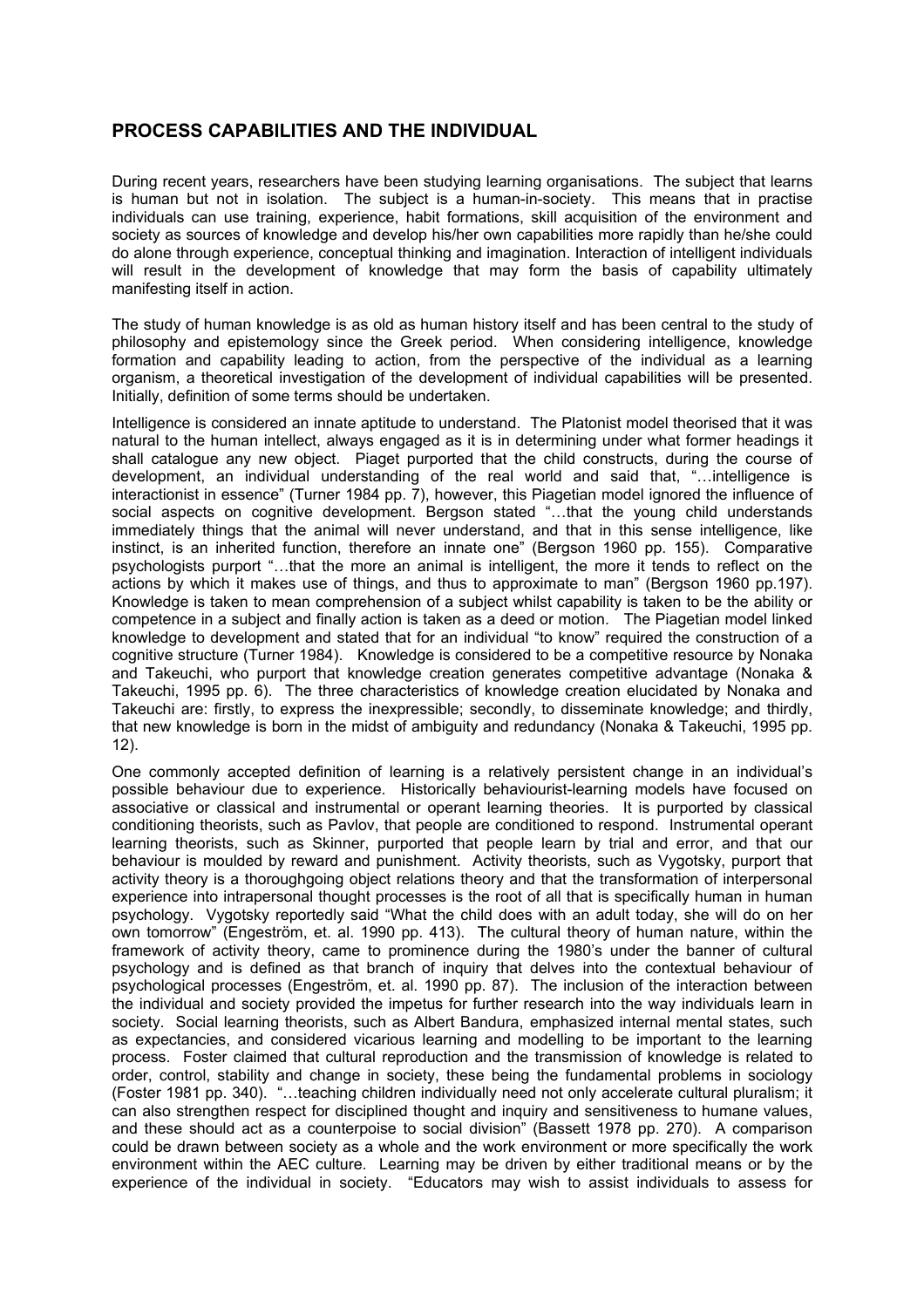## PROCESS CAPABILITIES AND THE INDIVIDUAL

During recent years, researchers have been studying learning organisations. The subject that learns is human but not in isolation. The subject is a human-in-society. This means that in practise individuals can use training, experience, habit formations, skill acquisition of the environment and society as sources of knowledge and develop his/her own capabilities more rapidly than he/she could do alone through experience, conceptual thinking and imagination. Interaction of intelligent individuals will result in the development of knowledge that may form the basis of capability ultimately manifesting itself in action.

The study of human knowledge is as old as human history itself and has been central to the study of philosophy and epistemology since the Greek period. When considering intelligence, knowledge formation and capability leading to action, from the perspective of the individual as a learning organism, a theoretical investigation of the development of individual capabilities will be presented. Initially, definition of some terms should be undertaken.

Intelligence is considered an innate aptitude to understand. The Platonist model theorised that it was natural to the human intellect, always engaged as it is in determining under what former headings it shall catalogue any new object. Piaget purported that the child constructs, during the course of development, an individual understanding of the real world and said that, "…intelligence is interactionist in essence" (Turner 1984 pp. 7), however, this Piagetian model ignored the influence of social aspects on cognitive development. Bergson stated "…that the young child understands immediately things that the animal will never understand, and that in this sense intelligence, like instinct, is an inherited function, therefore an innate one" (Bergson 1960 pp. 155). Comparative psychologists purport "…that the more an animal is intelligent, the more it tends to reflect on the actions by which it makes use of things, and thus to approximate to man" (Bergson 1960 pp.197). Knowledge is taken to mean comprehension of a subject whilst capability is taken to be the ability or competence in a subject and finally action is taken as a deed or motion. The Piagetian model linked knowledge to development and stated that for an individual "to know" required the construction of a cognitive structure (Turner 1984). Knowledge is considered to be a competitive resource by Nonaka and Takeuchi, who purport that knowledge creation generates competitive advantage (Nonaka & Takeuchi, 1995 pp. 6). The three characteristics of knowledge creation elucidated by Nonaka and Takeuchi are: firstly, to express the inexpressible; secondly, to disseminate knowledge; and thirdly, that new knowledge is born in the midst of ambiguity and redundancy (Nonaka & Takeuchi, 1995 pp. 12).

One commonly accepted definition of learning is a relatively persistent change in an individual's possible behaviour due to experience. Historically behaviourist-learning models have focused on associative or classical and instrumental or operant learning theories. It is purported by classical conditioning theorists, such as Pavlov, that people are conditioned to respond. Instrumental operant learning theorists, such as Skinner, purported that people learn by trial and error, and that our behaviour is moulded by reward and punishment. Activity theorists, such as Vygotsky, purport that activity theory is a thoroughgoing object relations theory and that the transformation of interpersonal experience into intrapersonal thought processes is the root of all that is specifically human in human psychology. Vygotsky reportedly said "What the child does with an adult today, she will do on her own tomorrow" (Engeström, et. al. 1990 pp. 413). The cultural theory of human nature, within the framework of activity theory, came to prominence during the 1980's under the banner of cultural psychology and is defined as that branch of inquiry that delves into the contextual behaviour of psychological processes (Engeström, et. al. 1990 pp. 87). The inclusion of the interaction between the individual and society provided the impetus for further research into the way individuals learn in society. Social learning theorists, such as Albert Bandura, emphasized internal mental states, such as expectancies, and considered vicarious learning and modelling to be important to the learning process. Foster claimed that cultural reproduction and the transmission of knowledge is related to order, control, stability and change in society, these being the fundamental problems in sociology (Foster 1981 pp. 340). "…teaching children individually need not only accelerate cultural pluralism; it can also strengthen respect for disciplined thought and inquiry and sensitiveness to humane values, and these should act as a counterpoise to social division" (Bassett 1978 pp. 270). A comparison could be drawn between society as a whole and the work environment or more specifically the work environment within the AEC culture. Learning may be driven by either traditional means or by the experience of the individual in society. "Educators may wish to assist individuals to assess for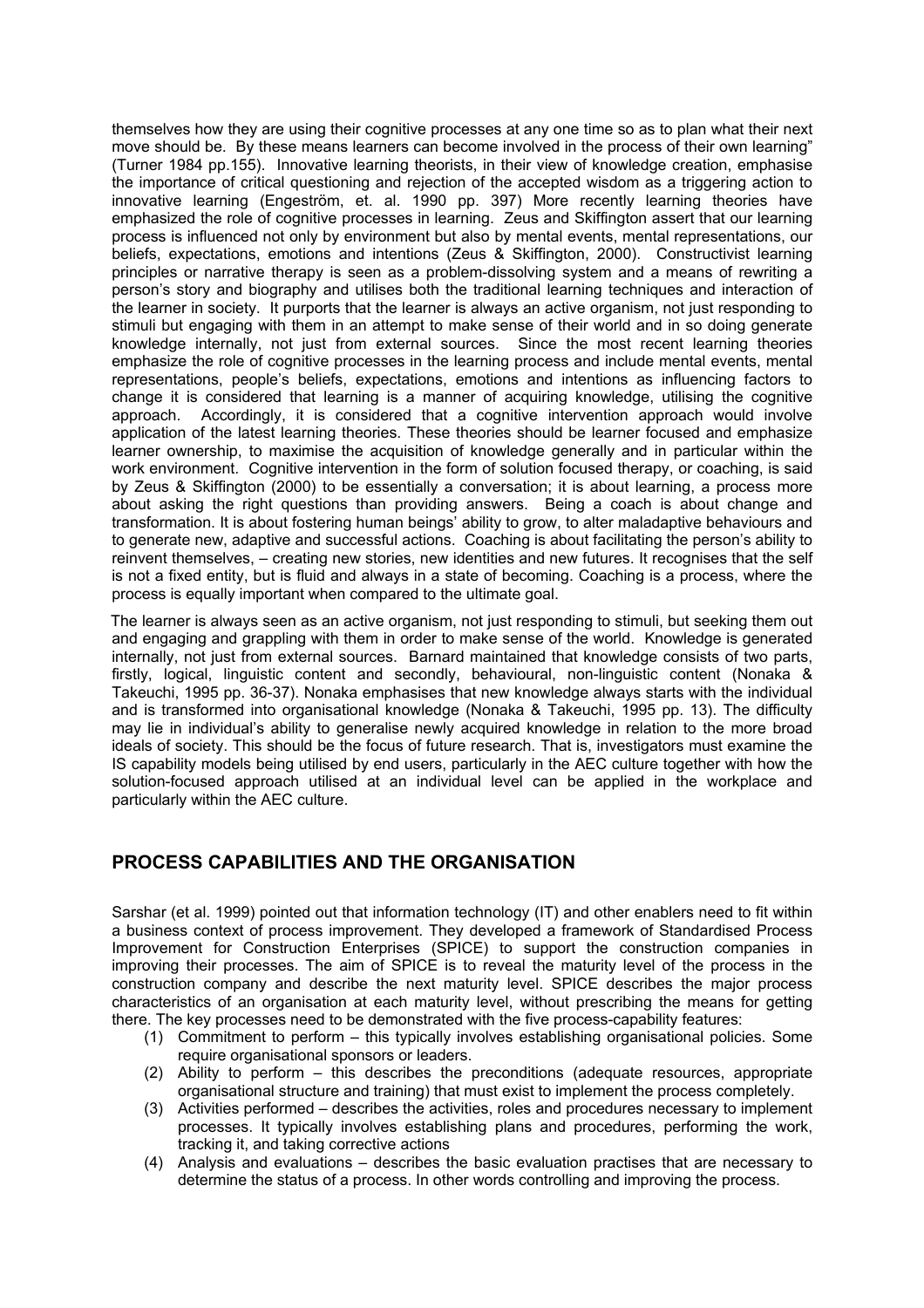themselves how they are using their cognitive processes at any one time so as to plan what their next move should be. By these means learners can become involved in the process of their own learning" (Turner 1984 pp.155). Innovative learning theorists, in their view of knowledge creation, emphasise the importance of critical questioning and rejection of the accepted wisdom as a triggering action to innovative learning (Engeström, et. al. 1990 pp. 397) More recently learning theories have emphasized the role of cognitive processes in learning. Zeus and Skiffington assert that our learning process is influenced not only by environment but also by mental events, mental representations, our beliefs, expectations, emotions and intentions (Zeus & Skiffington, 2000). Constructivist learning principles or narrative therapy is seen as a problem-dissolving system and a means of rewriting a person's story and biography and utilises both the traditional learning techniques and interaction of the learner in society. It purports that the learner is always an active organism, not just responding to stimuli but engaging with them in an attempt to make sense of their world and in so doing generate knowledge internally, not just from external sources. Since the most recent learning theories emphasize the role of cognitive processes in the learning process and include mental events, mental representations, people's beliefs, expectations, emotions and intentions as influencing factors to change it is considered that learning is a manner of acquiring knowledge, utilising the cognitive approach. Accordingly, it is considered that a cognitive intervention approach would involve application of the latest learning theories. These theories should be learner focused and emphasize learner ownership, to maximise the acquisition of knowledge generally and in particular within the work environment. Cognitive intervention in the form of solution focused therapy, or coaching, is said by Zeus & Skiffington (2000) to be essentially a conversation; it is about learning, a process more about asking the right questions than providing answers. Being a coach is about change and transformation. It is about fostering human beings' ability to grow, to alter maladaptive behaviours and to generate new, adaptive and successful actions. Coaching is about facilitating the person's ability to reinvent themselves, – creating new stories, new identities and new futures. It recognises that the self is not a fixed entity, but is fluid and always in a state of becoming. Coaching is a process, where the process is equally important when compared to the ultimate goal.

The learner is always seen as an active organism, not just responding to stimuli, but seeking them out and engaging and grappling with them in order to make sense of the world. Knowledge is generated internally, not just from external sources. Barnard maintained that knowledge consists of two parts, firstly, logical, linguistic content and secondly, behavioural, non-linguistic content (Nonaka & Takeuchi, 1995 pp. 36-37). Nonaka emphasises that new knowledge always starts with the individual and is transformed into organisational knowledge (Nonaka & Takeuchi, 1995 pp. 13). The difficulty may lie in individual's ability to generalise newly acquired knowledge in relation to the more broad ideals of society. This should be the focus of future research. That is, investigators must examine the IS capability models being utilised by end users, particularly in the AEC culture together with how the solution-focused approach utilised at an individual level can be applied in the workplace and particularly within the AEC culture.

## PROCESS CAPABILITIES AND THE ORGANISATION

Sarshar (et al. 1999) pointed out that information technology (IT) and other enablers need to fit within a business context of process improvement. They developed a framework of Standardised Process Improvement for Construction Enterprises (SPICE) to support the construction companies in improving their processes. The aim of SPICE is to reveal the maturity level of the process in the construction company and describe the next maturity level. SPICE describes the major process characteristics of an organisation at each maturity level, without prescribing the means for getting there. The key processes need to be demonstrated with the five process-capability features:

(1) Commitment to perform – this typically involves establishing organisational policies. Some require organisational sponsors or leaders.
(2) Ability to perform – this describes the preconditions (adequate resources, appropriate organisational structure and training) that must exist to implement the process completely.
(3) Activities performed – describes the activities, roles and procedures necessary to implement processes. It typically involves establishing plans and procedures, performing the work, tracking it, and taking corrective actions
(4) Analysis and evaluations – describes the basic evaluation practises that are necessary to determine the status of a process. In other words controlling and improving the process.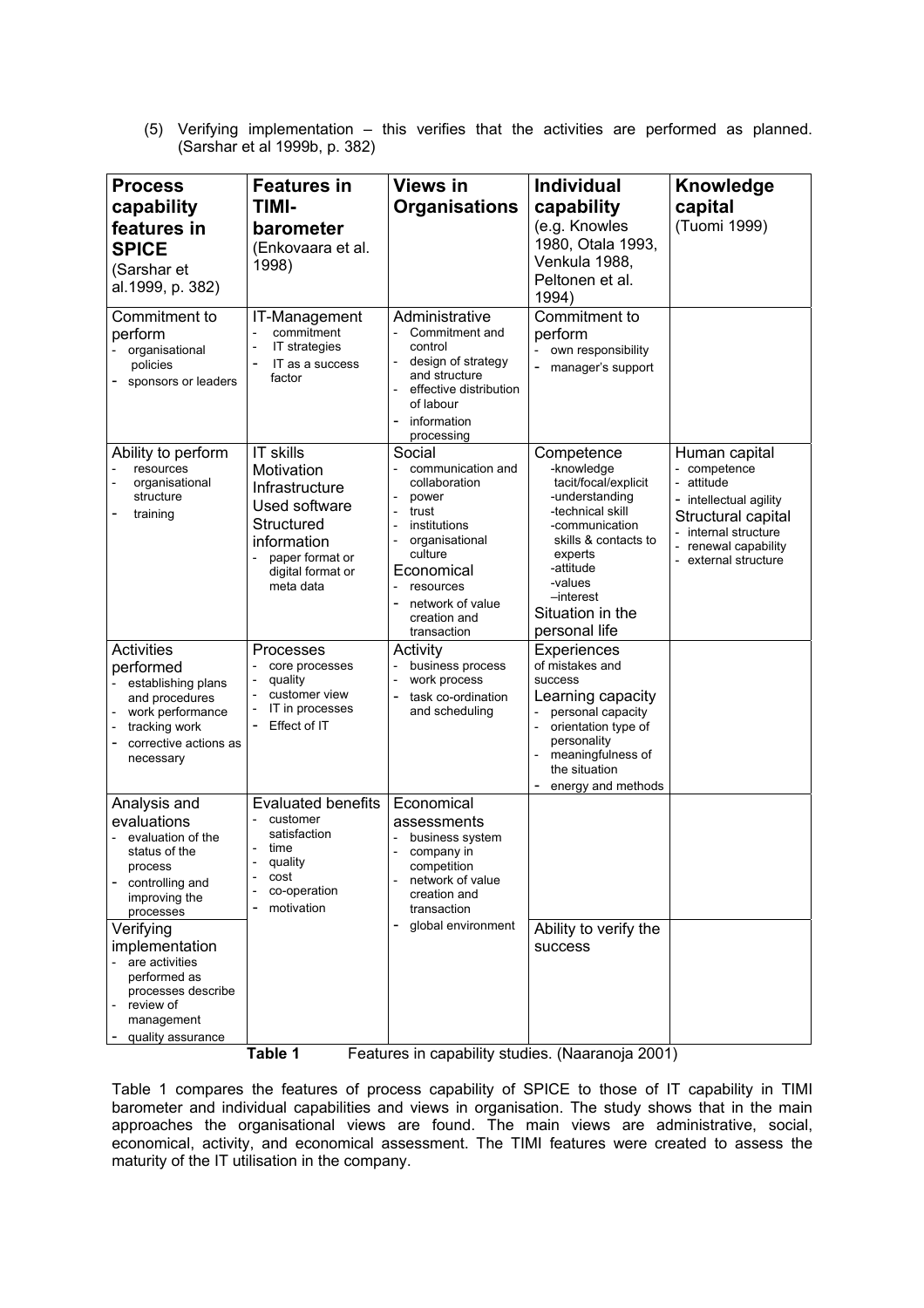(5) Verifying implementation – this verifies that the activities are performed as planned. (Sarshar et al 1999b, p. 382)

| **Process capability features in SPICE** (Sarshar et al.1999, p. 382) | **Features in TIMI-barometer** (Enkovaara et al. 1998) | **Views in Organisations** | **Individual capability** (e.g. Knowles 1980, Otala 1993, Venkula 1988, Peltonen et al. 1994) | **Knowledge capital** (Tuomi 1999) |
|---|---|---|---|---|
| Commitment to perform<br>- organisational policies<br>- sponsors or leaders | IT-Management<br>- commitment<br>- IT strategies<br>- IT as a success factor | Administrative<br>- Commitment and control<br>- design of strategy and structure<br>- effective distribution of labour<br>- information processing | Commitment to perform<br>- own responsibility<br>- manager's support | |
| Ability to perform<br>- resources<br>- organisational structure<br>- training | IT skills<br>Motivation<br>Infrastructure<br>Used software<br>Structured information<br>- paper format or digital format or meta data | Social<br>- communication and collaboration<br>- power<br>- trust<br>- institutions<br>- organisational culture<br>Economical<br>- resources<br>- network of value creation and transaction | Competence<br>-knowledge tacit/focal/explicit<br>-understanding<br>-technical skill<br>-communication skills & contacts to experts<br>-attitude<br>-values<br>–interest<br>Situation in the personal life | Human capital<br>- competence<br>- attitude<br>- intellectual agility<br>Structural capital<br>- internal structure<br>- renewal capability<br>- external structure |
| Activities performed<br>- establishing plans and procedures<br>- work performance<br>- tracking work<br>- corrective actions as necessary | Processes<br>- core processes<br>- quality<br>- customer view<br>- IT in processes<br>- Effect of IT | Activity<br>- business process<br>- work process<br>- task co-ordination and scheduling | Experiences of mistakes and success<br>Learning capacity<br>- personal capacity<br>- orientation type of personality<br>- meaningfulness of the situation<br>- energy and methods | |
| Analysis and evaluations<br>- evaluation of the status of the process<br>- controlling and improving the processes | Evaluated benefits<br>- customer satisfaction<br>- time<br>- quality<br>- cost<br>- co-operation<br>- motivation | Economical assessments<br>- business system<br>- company in competition<br>- network of value creation and transaction<br>- global environment | | |
| Verifying implementation<br>- are activities performed as processes describe<br>- review of management<br>- quality assurance | | | Ability to verify the success | |

**Table 1** Features in capability studies. (Naaranoja 2001)

Table 1 compares the features of process capability of SPICE to those of IT capability in TIMI barometer and individual capabilities and views in organisation. The study shows that in the main approaches the organisational views are found. The main views are administrative, social, economical, activity, and economical assessment. The TIMI features were created to assess the maturity of the IT utilisation in the company.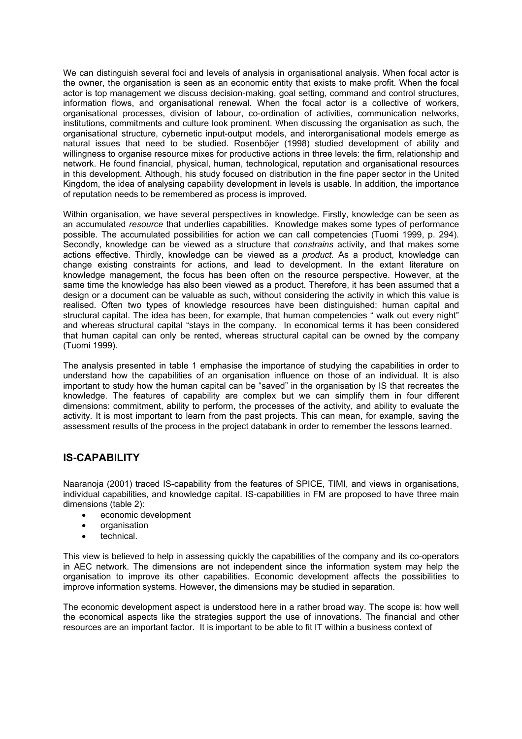We can distinguish several foci and levels of analysis in organisational analysis. When focal actor is the owner, the organisation is seen as an economic entity that exists to make profit. When the focal actor is top management we discuss decision-making, goal setting, command and control structures, information flows, and organisational renewal. When the focal actor is a collective of workers, organisational processes, division of labour, co-ordination of activities, communication networks, institutions, commitments and culture look prominent. When discussing the organisation as such, the organisational structure, cybernetic input-output models, and interorganisational models emerge as natural issues that need to be studied. Rosenböjer (1998) studied development of ability and willingness to organise resource mixes for productive actions in three levels: the firm, relationship and network. He found financial, physical, human, technological, reputation and organisational resources in this development. Although, his study focused on distribution in the fine paper sector in the United Kingdom, the idea of analysing capability development in levels is usable. In addition, the importance of reputation needs to be remembered as process is improved.

Within organisation, we have several perspectives in knowledge. Firstly, knowledge can be seen as an accumulated *resource* that underlies capabilities. Knowledge makes some types of performance possible. The accumulated possibilities for action we can call competencies (Tuomi 1999, p. 294). Secondly, knowledge can be viewed as a structure that *constrains* activity, and that makes some actions effective. Thirdly, knowledge can be viewed as a *product.* As a product, knowledge can change existing constraints for actions, and lead to development. In the extant literature on knowledge management, the focus has been often on the resource perspective. However, at the same time the knowledge has also been viewed as a product. Therefore, it has been assumed that a design or a document can be valuable as such, without considering the activity in which this value is realised. Often two types of knowledge resources have been distinguished: human capital and structural capital. The idea has been, for example, that human competencies " walk out every night" and whereas structural capital "stays in the company. In economical terms it has been considered that human capital can only be rented, whereas structural capital can be owned by the company (Tuomi 1999).

The analysis presented in table 1 emphasise the importance of studying the capabilities in order to understand how the capabilities of an organisation influence on those of an individual. It is also important to study how the human capital can be "saved" in the organisation by IS that recreates the knowledge. The features of capability are complex but we can simplify them in four different dimensions: commitment, ability to perform, the processes of the activity, and ability to evaluate the activity. It is most important to learn from the past projects. This can mean, for example, saving the assessment results of the process in the project databank in order to remember the lessons learned.

## IS-CAPABILITY

Naaranoja (2001) traced IS-capability from the features of SPICE, TIMI, and views in organisations, individual capabilities, and knowledge capital. IS-capabilities in FM are proposed to have three main dimensions (table 2):

- economic development
- organisation
- technical.

This view is believed to help in assessing quickly the capabilities of the company and its co-operators in AEC network. The dimensions are not independent since the information system may help the organisation to improve its other capabilities. Economic development affects the possibilities to improve information systems. However, the dimensions may be studied in separation.

The economic development aspect is understood here in a rather broad way. The scope is: how well the economical aspects like the strategies support the use of innovations. The financial and other resources are an important factor. It is important to be able to fit IT within a business context of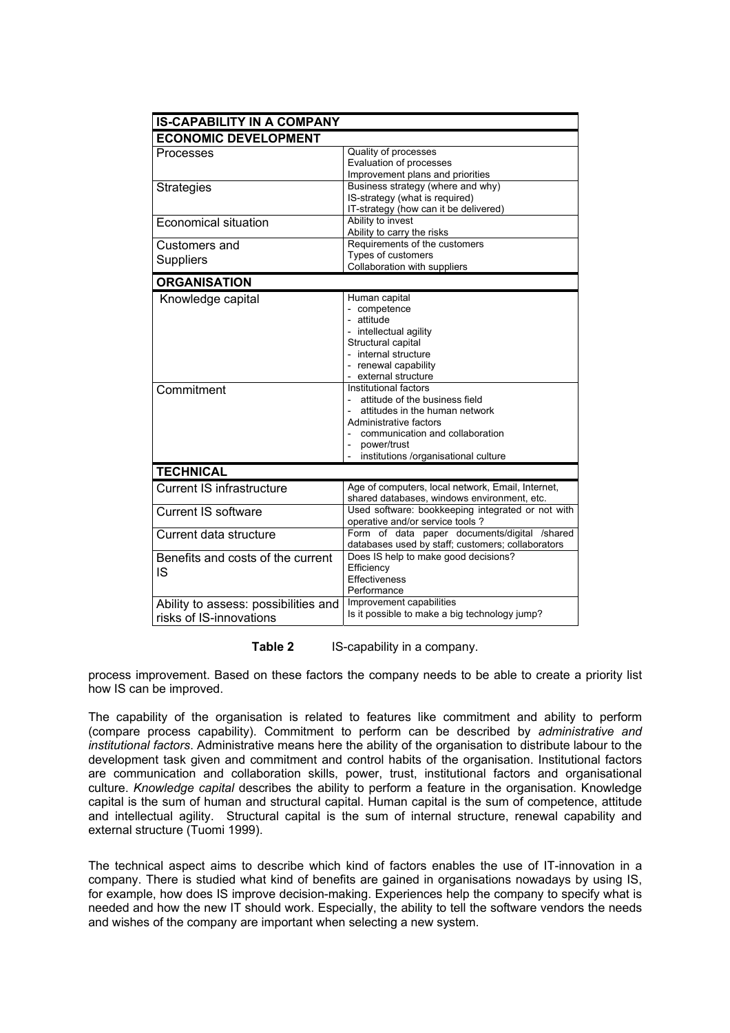| IS-CAPABILITY IN A COMPANY | |
|---|---|
| **ECONOMIC DEVELOPMENT** | |
| Processes | Quality of processes<br>Evaluation of processes<br>Improvement plans and priorities |
| Strategies | Business strategy (where and why)<br>IS-strategy (what is required)<br>IT-strategy (how can it be delivered) |
| Economical situation | Ability to invest<br>Ability to carry the risks |
| Customers and Suppliers | Requirements of the customers<br>Types of customers<br>Collaboration with suppliers |
| **ORGANISATION** | |
| Knowledge capital | Human capital<br>- competence<br>- attitude<br>- intellectual agility<br>Structural capital<br>- internal structure<br>- renewal capability<br>- external structure |
| Commitment | Institutional factors<br>- attitude of the business field<br>- attitudes in the human network<br>Administrative factors<br>- communication and collaboration<br>- power/trust<br>- institutions /organisational culture |
| **TECHNICAL** | |
| Current IS infrastructure | Age of computers, local network, Email, Internet, shared databases, windows environment, etc. |
| Current IS software | Used software: bookkeeping integrated or not with operative and/or service tools ? |
| Current data structure | Form of data paper documents/digital /shared databases used by staff; customers; collaborators |
| Benefits and costs of the current IS | Does IS help to make good decisions?<br>Efficiency<br>Effectiveness<br>Performance |
| Ability to assess: possibilities and risks of IS-innovations | Improvement capabilities<br>Is it possible to make a big technology jump? |

**Table 2** IS-capability in a company.

process improvement. Based on these factors the company needs to be able to create a priority list how IS can be improved.

The capability of the organisation is related to features like commitment and ability to perform (compare process capability). Commitment to perform can be described by *administrative and institutional factors*. Administrative means here the ability of the organisation to distribute labour to the development task given and commitment and control habits of the organisation. Institutional factors are communication and collaboration skills, power, trust, institutional factors and organisational culture. *Knowledge capital* describes the ability to perform a feature in the organisation. Knowledge capital is the sum of human and structural capital. Human capital is the sum of competence, attitude and intellectual agility. Structural capital is the sum of internal structure, renewal capability and external structure (Tuomi 1999).

The technical aspect aims to describe which kind of factors enables the use of IT-innovation in a company. There is studied what kind of benefits are gained in organisations nowadays by using IS, for example, how does IS improve decision-making. Experiences help the company to specify what is needed and how the new IT should work. Especially, the ability to tell the software vendors the needs and wishes of the company are important when selecting a new system.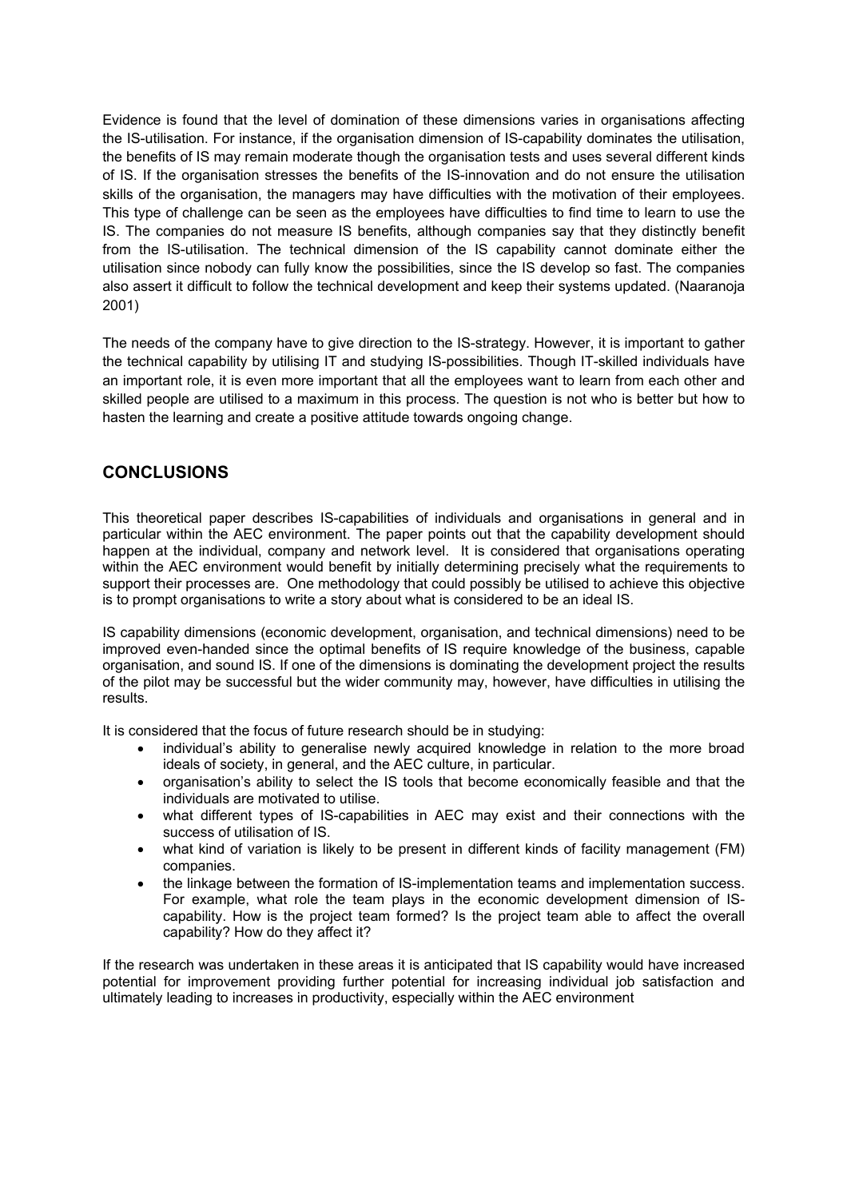Evidence is found that the level of domination of these dimensions varies in organisations affecting the IS-utilisation. For instance, if the organisation dimension of IS-capability dominates the utilisation, the benefits of IS may remain moderate though the organisation tests and uses several different kinds of IS. If the organisation stresses the benefits of the IS-innovation and do not ensure the utilisation skills of the organisation, the managers may have difficulties with the motivation of their employees. This type of challenge can be seen as the employees have difficulties to find time to learn to use the IS. The companies do not measure IS benefits, although companies say that they distinctly benefit from the IS-utilisation. The technical dimension of the IS capability cannot dominate either the utilisation since nobody can fully know the possibilities, since the IS develop so fast. The companies also assert it difficult to follow the technical development and keep their systems updated. (Naaranoja 2001)

The needs of the company have to give direction to the IS-strategy. However, it is important to gather the technical capability by utilising IT and studying IS-possibilities. Though IT-skilled individuals have an important role, it is even more important that all the employees want to learn from each other and skilled people are utilised to a maximum in this process. The question is not who is better but how to hasten the learning and create a positive attitude towards ongoing change.

## CONCLUSIONS

This theoretical paper describes IS-capabilities of individuals and organisations in general and in particular within the AEC environment. The paper points out that the capability development should happen at the individual, company and network level. It is considered that organisations operating within the AEC environment would benefit by initially determining precisely what the requirements to support their processes are. One methodology that could possibly be utilised to achieve this objective is to prompt organisations to write a story about what is considered to be an ideal IS.

IS capability dimensions (economic development, organisation, and technical dimensions) need to be improved even-handed since the optimal benefits of IS require knowledge of the business, capable organisation, and sound IS. If one of the dimensions is dominating the development project the results of the pilot may be successful but the wider community may, however, have difficulties in utilising the results.

It is considered that the focus of future research should be in studying:

- individual's ability to generalise newly acquired knowledge in relation to the more broad ideals of society, in general, and the AEC culture, in particular.
- organisation's ability to select the IS tools that become economically feasible and that the individuals are motivated to utilise.
- what different types of IS-capabilities in AEC may exist and their connections with the success of utilisation of IS.
- what kind of variation is likely to be present in different kinds of facility management (FM) companies.
- the linkage between the formation of IS-implementation teams and implementation success. For example, what role the team plays in the economic development dimension of IS-capability. How is the project team formed? Is the project team able to affect the overall capability? How do they affect it?

If the research was undertaken in these areas it is anticipated that IS capability would have increased potential for improvement providing further potential for increasing individual job satisfaction and ultimately leading to increases in productivity, especially within the AEC environment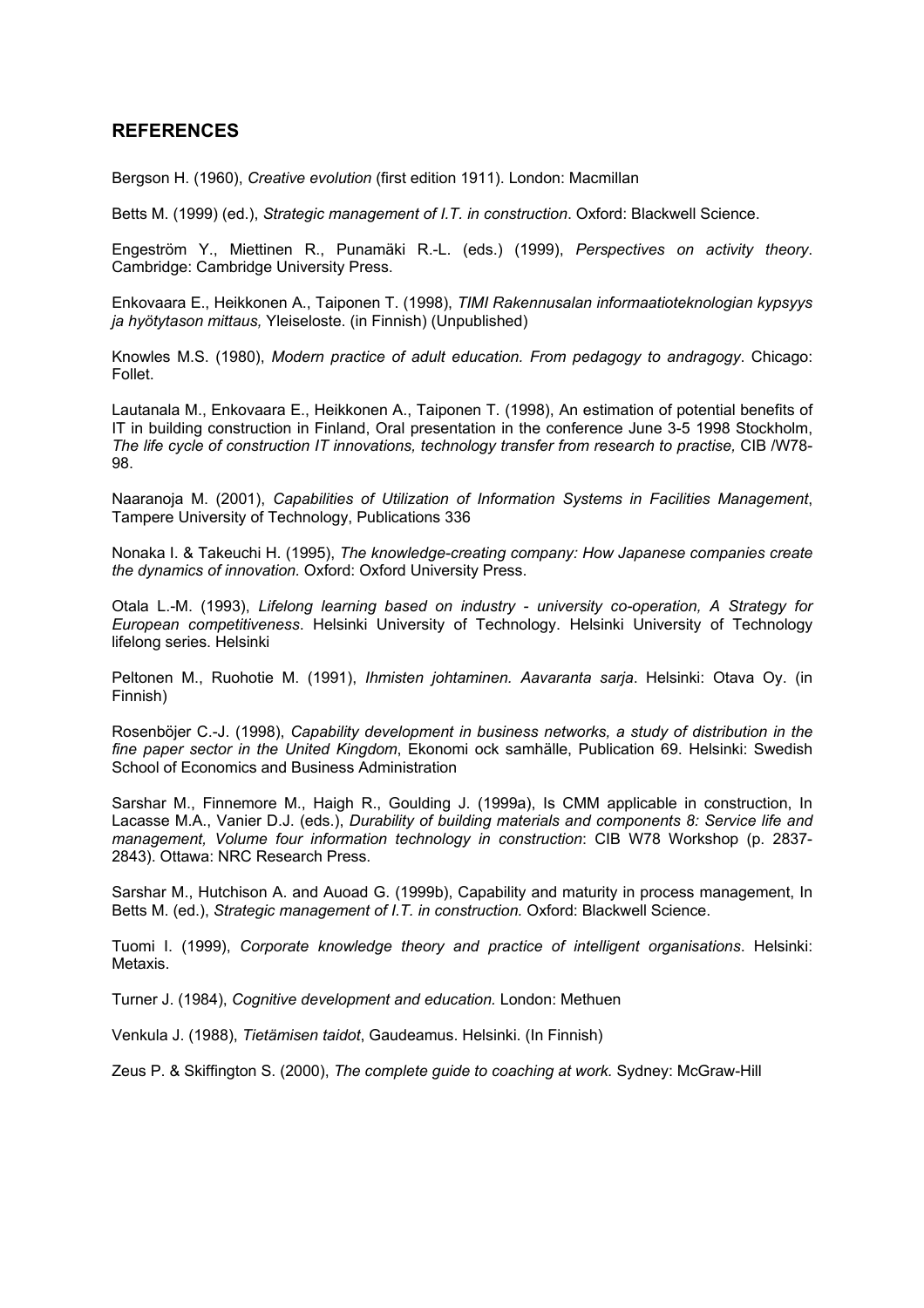## REFERENCES

Bergson H. (1960), *Creative evolution* (first edition 1911). London: Macmillan

Betts M. (1999) (ed.), *Strategic management of I.T. in construction*. Oxford: Blackwell Science.

Engeström Y., Miettinen R., Punamäki R.-L. (eds.) (1999), *Perspectives on activity theory*. Cambridge: Cambridge University Press.

Enkovaara E., Heikkonen A., Taiponen T. (1998), *TIMI Rakennusalan informaatioteknologian kypsyys ja hyötytason mittaus,* Yleiseloste. (in Finnish) (Unpublished)

Knowles M.S. (1980), *Modern practice of adult education. From pedagogy to andragogy*. Chicago: Follet.

Lautanala M., Enkovaara E., Heikkonen A., Taiponen T. (1998), An estimation of potential benefits of IT in building construction in Finland, Oral presentation in the conference June 3-5 1998 Stockholm, *The life cycle of construction IT innovations, technology transfer from research to practise,* CIB /W78-98.

Naaranoja M. (2001), *Capabilities of Utilization of Information Systems in Facilities Management*, Tampere University of Technology, Publications 336

Nonaka I. & Takeuchi H. (1995), *The knowledge-creating company: How Japanese companies create the dynamics of innovation.* Oxford: Oxford University Press.

Otala L.-M. (1993), *Lifelong learning based on industry - university co-operation, A Strategy for European competitiveness*. Helsinki University of Technology. Helsinki University of Technology lifelong series. Helsinki

Peltonen M., Ruohotie M. (1991), *Ihmisten johtaminen. Aavaranta sarja*. Helsinki: Otava Oy. (in Finnish)

Rosenböjer C.-J. (1998), *Capability development in business networks, a study of distribution in the fine paper sector in the United Kingdom*, Ekonomi ock samhälle, Publication 69. Helsinki: Swedish School of Economics and Business Administration

Sarshar M., Finnemore M., Haigh R., Goulding J. (1999a), Is CMM applicable in construction, In Lacasse M.A., Vanier D.J. (eds.), *Durability of building materials and components 8: Service life and management, Volume four information technology in construction*: CIB W78 Workshop (p. 2837-2843). Ottawa: NRC Research Press.

Sarshar M., Hutchison A. and Auoad G. (1999b), Capability and maturity in process management, In Betts M. (ed.), *Strategic management of I.T. in construction.* Oxford: Blackwell Science.

Tuomi I. (1999), *Corporate knowledge theory and practice of intelligent organisations*. Helsinki: Metaxis.

Turner J. (1984), *Cognitive development and education.* London: Methuen

Venkula J. (1988), *Tietämisen taidot*, Gaudeamus. Helsinki. (In Finnish)

Zeus P. & Skiffington S. (2000), *The complete guide to coaching at work.* Sydney: McGraw-Hill